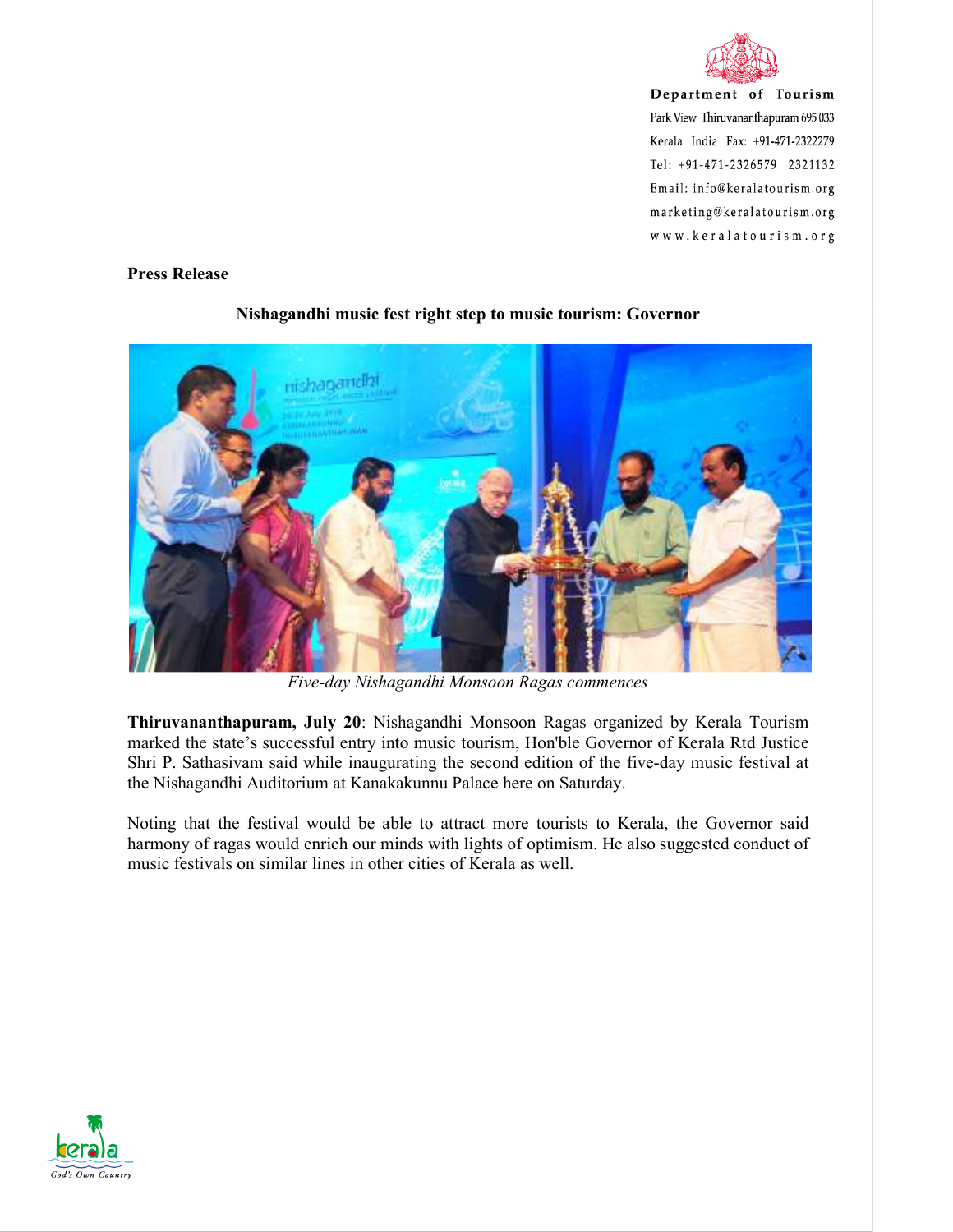Department of Tourism
Park View Thiruvananthapuram 695 033
Kerala India Fax: +91-471-2322279
Tel: +91-471-2326579 2321132
Email: info@keralatourism.org
marketing@keralatourism.org
www.keralatourism.org

**Press Release**

## Nishagandhi music fest right step to music tourism: Governor

*Five-day Nishagandhi Monsoon Ragas commences*

**Thiruvananthapuram, July 20**: Nishagandhi Monsoon Ragas organized by Kerala Tourism marked the state's successful entry into music tourism, Hon'ble Governor of Kerala Rtd Justice Shri P. Sathasivam said while inaugurating the second edition of the five-day music festival at the Nishagandhi Auditorium at Kanakakunnu Palace here on Saturday.

Noting that the festival would be able to attract more tourists to Kerala, the Governor said harmony of ragas would enrich our minds with lights of optimism. He also suggested conduct of music festivals on similar lines in other cities of Kerala as well.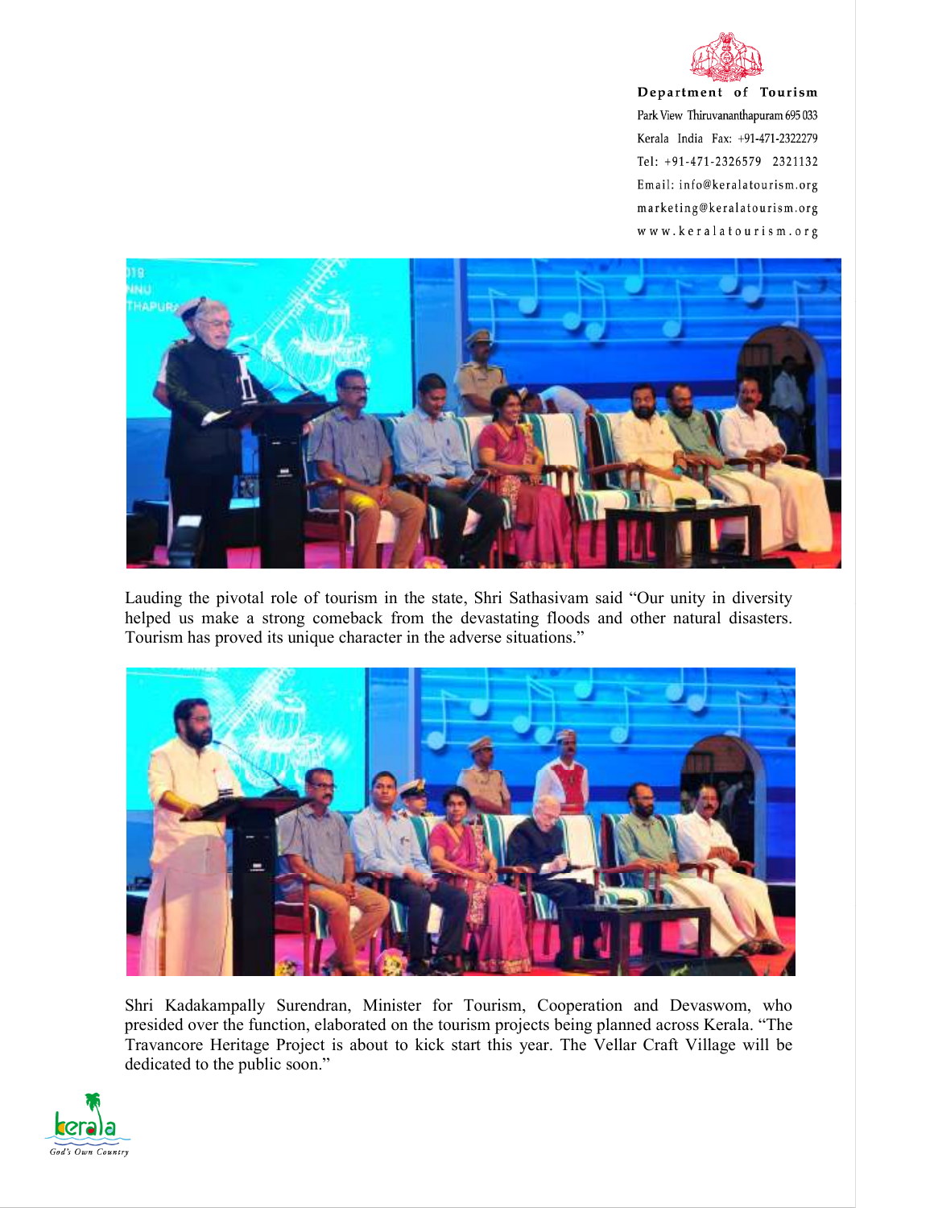Department of Tourism
Park View Thiruvananthapuram 695 033
Kerala India Fax: +91-471-2322279
Tel: +91-471-2326579 2321132
Email: info@keralatourism.org
marketing@keralatourism.org
www.keralatourism.org

Lauding the pivotal role of tourism in the state, Shri Sathasivam said "Our unity in diversity helped us make a strong comeback from the devastating floods and other natural disasters. Tourism has proved its unique character in the adverse situations."

Shri Kadakampally Surendran, Minister for Tourism, Cooperation and Devaswom, who presided over the function, elaborated on the tourism projects being planned across Kerala. "The Travancore Heritage Project is about to kick start this year. The Vellar Craft Village will be dedicated to the public soon."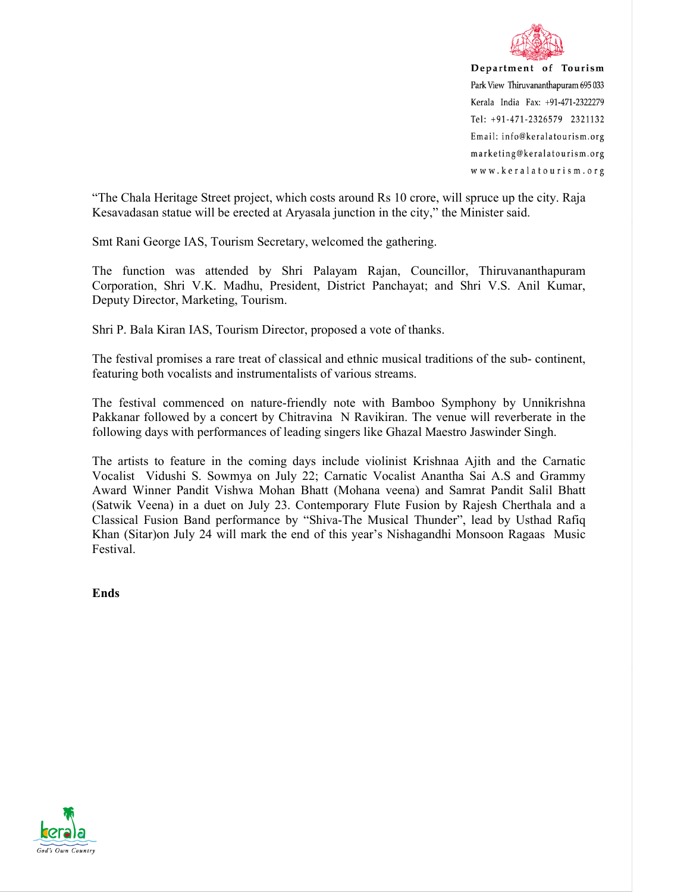Department of Tourism
Park View Thiruvananthapuram 695 033
Kerala India Fax: +91-471-2322279
Tel: +91-471-2326579 2321132
Email: info@keralatourism.org
marketing@keralatourism.org
www.keralatourism.org

"The Chala Heritage Street project, which costs around Rs 10 crore, will spruce up the city. Raja Kesavadasan statue will be erected at Aryasala junction in the city," the Minister said.

Smt Rani George IAS, Tourism Secretary, welcomed the gathering.

The function was attended by Shri Palayam Rajan, Councillor, Thiruvananthapuram Corporation, Shri V.K. Madhu, President, District Panchayat; and Shri V.S. Anil Kumar, Deputy Director, Marketing, Tourism.

Shri P. Bala Kiran IAS, Tourism Director, proposed a vote of thanks.

The festival promises a rare treat of classical and ethnic musical traditions of the sub- continent, featuring both vocalists and instrumentalists of various streams.

The festival commenced on nature-friendly note with Bamboo Symphony by Unnikrishna Pakkanar followed by a concert by Chitravina N Ravikiran. The venue will reverberate in the following days with performances of leading singers like Ghazal Maestro Jaswinder Singh.

The artists to feature in the coming days include violinist Krishnaa Ajith and the Carnatic Vocalist Vidushi S. Sowmya on July 22; Carnatic Vocalist Anantha Sai A.S and Grammy Award Winner Pandit Vishwa Mohan Bhatt (Mohana veena) and Samrat Pandit Salil Bhatt (Satwik Veena) in a duet on July 23. Contemporary Flute Fusion by Rajesh Cherthala and a Classical Fusion Band performance by "Shiva-The Musical Thunder", lead by Usthad Rafiq Khan (Sitar)on July 24 will mark the end of this year's Nishagandhi Monsoon Ragaas Music Festival.

**Ends**